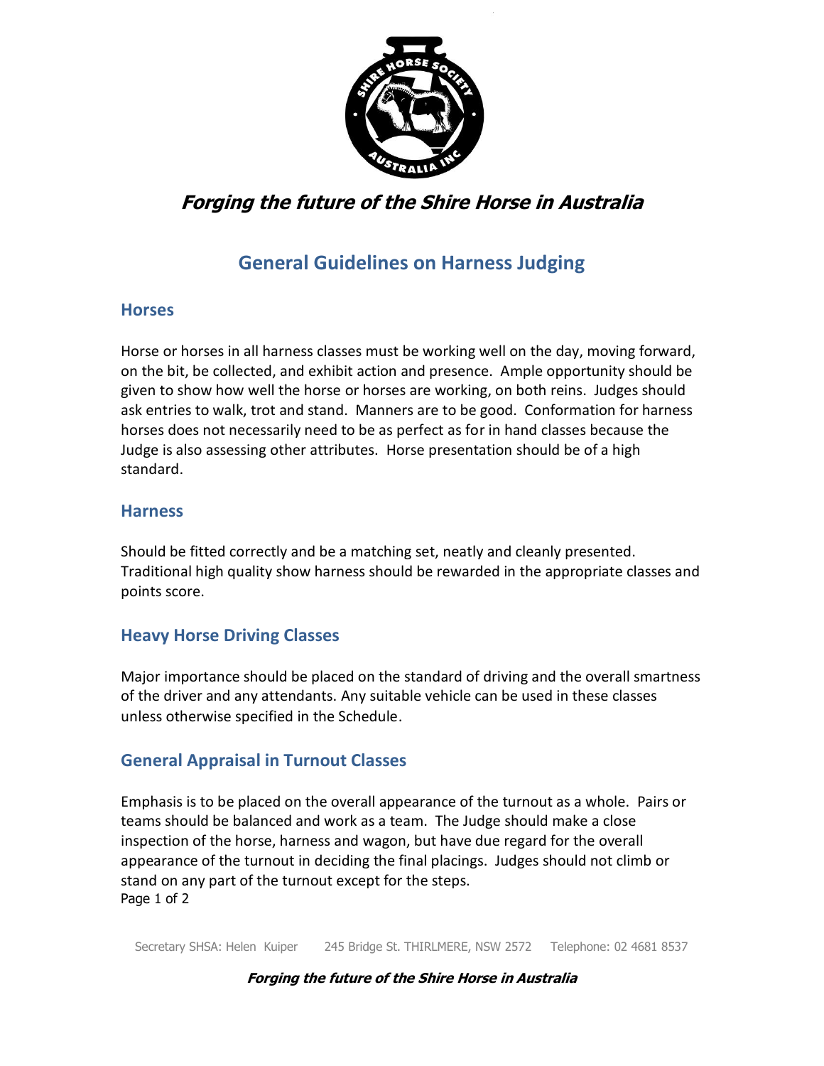***Forging the future of the Shire Horse in Australia***

# General Guidelines on Harness Judging

## Horses

Horse or horses in all harness classes must be working well on the day, moving forward, on the bit, be collected, and exhibit action and presence. Ample opportunity should be given to show how well the horse or horses are working, on both reins. Judges should ask entries to walk, trot and stand. Manners are to be good. Conformation for harness horses does not necessarily need to be as perfect as for in hand classes because the Judge is also assessing other attributes. Horse presentation should be of a high standard.

## Harness

Should be fitted correctly and be a matching set, neatly and cleanly presented. Traditional high quality show harness should be rewarded in the appropriate classes and points score.

## Heavy Horse Driving Classes

Major importance should be placed on the standard of driving and the overall smartness of the driver and any attendants. Any suitable vehicle can be used in these classes unless otherwise specified in the Schedule.

## General Appraisal in Turnout Classes

Emphasis is to be placed on the overall appearance of the turnout as a whole. Pairs or teams should be balanced and work as a team. The Judge should make a close inspection of the horse, harness and wagon, but have due regard for the overall appearance of the turnout in deciding the final placings. Judges should not climb or stand on any part of the turnout except for the steps.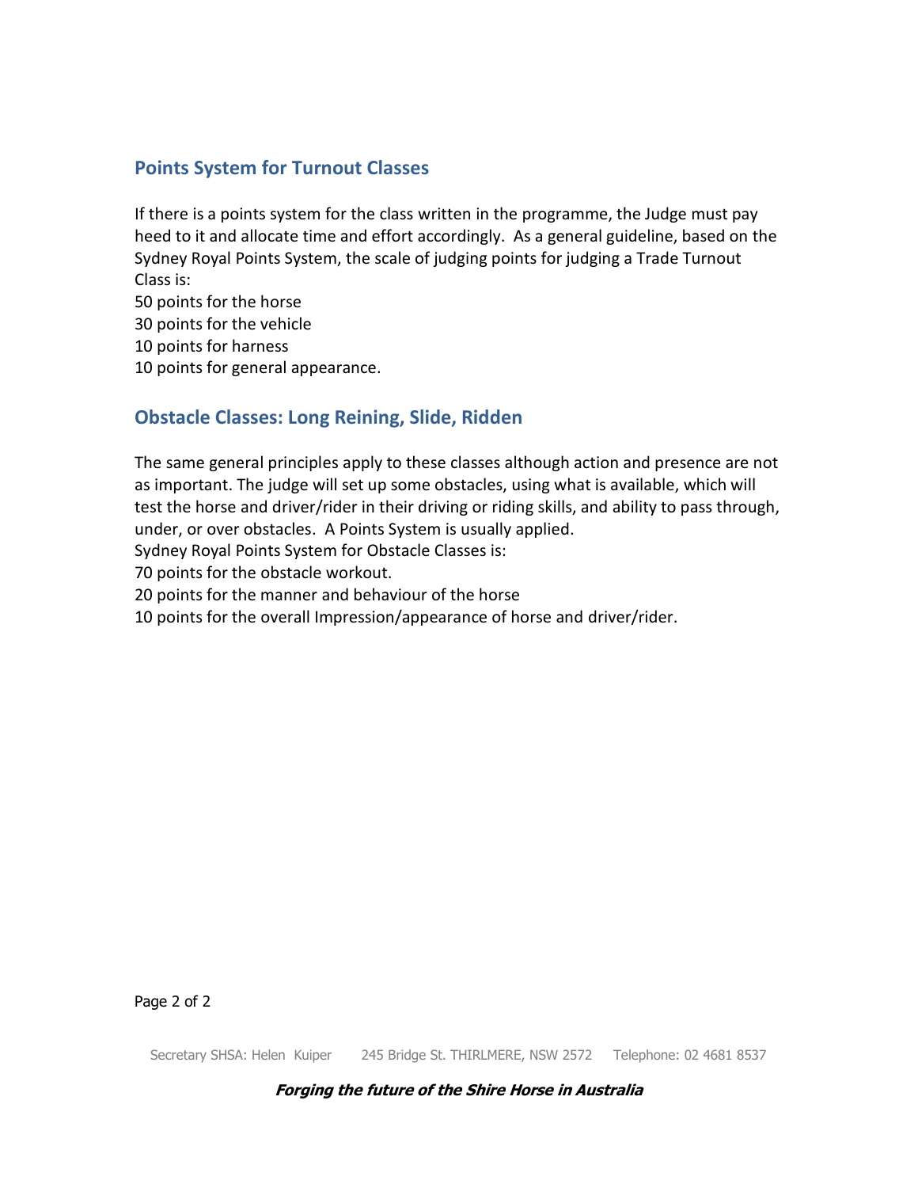## Points System for Turnout Classes

If there is a points system for the class written in the programme, the Judge must pay heed to it and allocate time and effort accordingly. As a general guideline, based on the Sydney Royal Points System, the scale of judging points for judging a Trade Turnout Class is:

50 points for the horse
30 points for the vehicle
10 points for harness
10 points for general appearance.

## Obstacle Classes: Long Reining, Slide, Ridden

The same general principles apply to these classes although action and presence are not as important. The judge will set up some obstacles, using what is available, which will test the horse and driver/rider in their driving or riding skills, and ability to pass through, under, or over obstacles. A Points System is usually applied.

Sydney Royal Points System for Obstacle Classes is:

70 points for the obstacle workout.
20 points for the manner and behaviour of the horse
10 points for the overall Impression/appearance of horse and driver/rider.